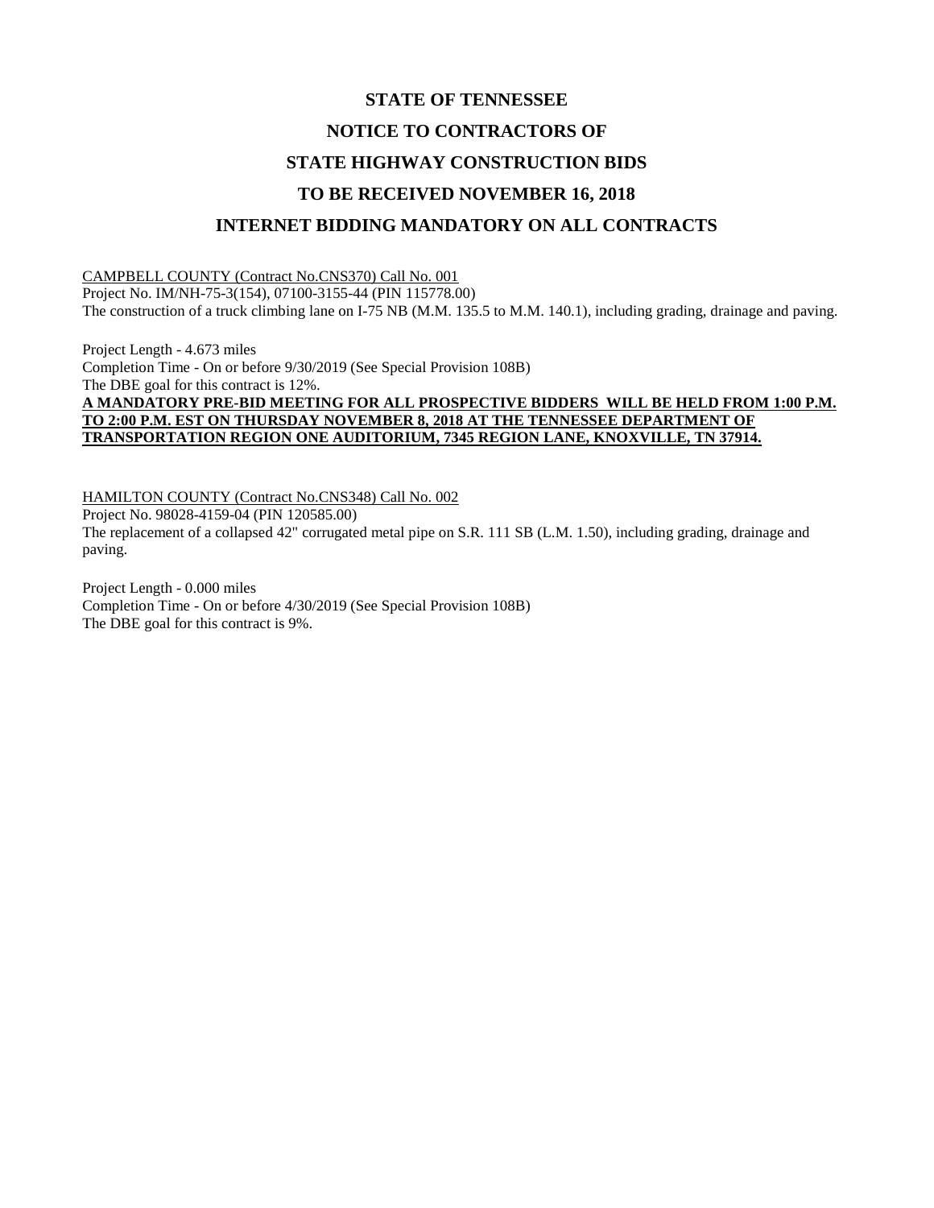# STATE OF TENNESSEE

# NOTICE TO CONTRACTORS OF

# STATE HIGHWAY CONSTRUCTION BIDS

# TO BE RECEIVED NOVEMBER 16, 2018

# INTERNET BIDDING MANDATORY ON ALL CONTRACTS

CAMPBELL COUNTY (Contract No.CNS370) Call No. 001
Project No. IM/NH-75-3(154), 07100-3155-44 (PIN 115778.00)
The construction of a truck climbing lane on I-75 NB (M.M. 135.5 to M.M. 140.1), including grading, drainage and paving.

Project Length - 4.673 miles
Completion Time - On or before 9/30/2019 (See Special Provision 108B)
The DBE goal for this contract is 12%.
**A MANDATORY PRE-BID MEETING FOR ALL PROSPECTIVE BIDDERS WILL BE HELD FROM 1:00 P.M. TO 2:00 P.M. EST ON THURSDAY NOVEMBER 8, 2018 AT THE TENNESSEE DEPARTMENT OF TRANSPORTATION REGION ONE AUDITORIUM, 7345 REGION LANE, KNOXVILLE, TN 37914.**

HAMILTON COUNTY (Contract No.CNS348) Call No. 002
Project No. 98028-4159-04 (PIN 120585.00)
The replacement of a collapsed 42" corrugated metal pipe on S.R. 111 SB (L.M. 1.50), including grading, drainage and paving.

Project Length - 0.000 miles
Completion Time - On or before 4/30/2019 (See Special Provision 108B)
The DBE goal for this contract is 9%.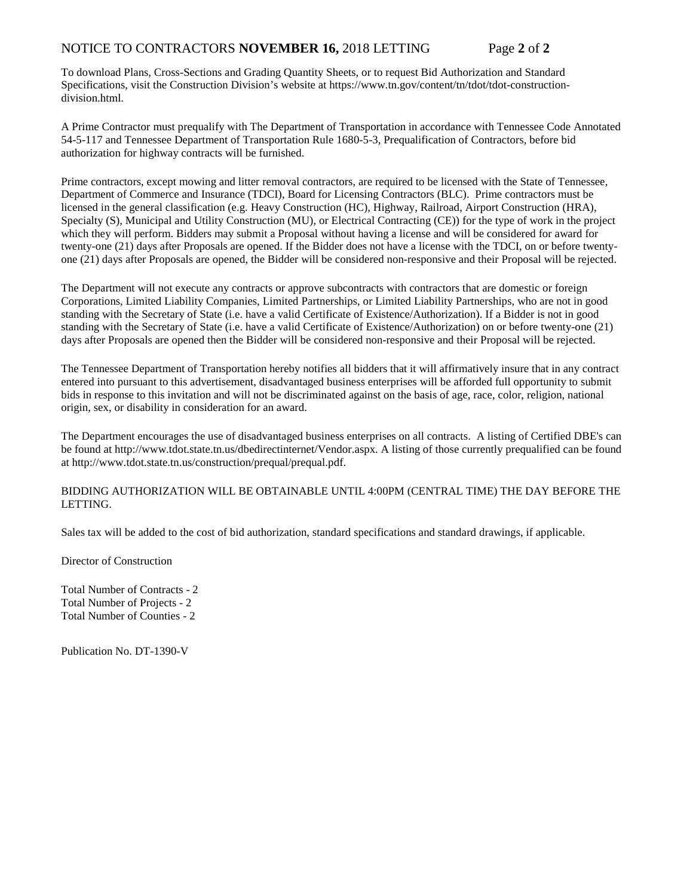To download Plans, Cross-Sections and Grading Quantity Sheets, or to request Bid Authorization and Standard Specifications, visit the Construction Division's website at https://www.tn.gov/content/tn/tdot/tdot-construction-division.html.

A Prime Contractor must prequalify with The Department of Transportation in accordance with Tennessee Code Annotated 54-5-117 and Tennessee Department of Transportation Rule 1680-5-3, Prequalification of Contractors, before bid authorization for highway contracts will be furnished.

Prime contractors, except mowing and litter removal contractors, are required to be licensed with the State of Tennessee, Department of Commerce and Insurance (TDCI), Board for Licensing Contractors (BLC). Prime contractors must be licensed in the general classification (e.g. Heavy Construction (HC), Highway, Railroad, Airport Construction (HRA), Specialty (S), Municipal and Utility Construction (MU), or Electrical Contracting (CE)) for the type of work in the project which they will perform. Bidders may submit a Proposal without having a license and will be considered for award for twenty-one (21) days after Proposals are opened. If the Bidder does not have a license with the TDCI, on or before twenty-one (21) days after Proposals are opened, the Bidder will be considered non-responsive and their Proposal will be rejected.

The Department will not execute any contracts or approve subcontracts with contractors that are domestic or foreign Corporations, Limited Liability Companies, Limited Partnerships, or Limited Liability Partnerships, who are not in good standing with the Secretary of State (i.e. have a valid Certificate of Existence/Authorization). If a Bidder is not in good standing with the Secretary of State (i.e. have a valid Certificate of Existence/Authorization) on or before twenty-one (21) days after Proposals are opened then the Bidder will be considered non-responsive and their Proposal will be rejected.

The Tennessee Department of Transportation hereby notifies all bidders that it will affirmatively insure that in any contract entered into pursuant to this advertisement, disadvantaged business enterprises will be afforded full opportunity to submit bids in response to this invitation and will not be discriminated against on the basis of age, race, color, religion, national origin, sex, or disability in consideration for an award.

The Department encourages the use of disadvantaged business enterprises on all contracts. A listing of Certified DBE's can be found at http://www.tdot.state.tn.us/dbedirectinternet/Vendor.aspx. A listing of those currently prequalified can be found at http://www.tdot.state.tn.us/construction/prequal/prequal.pdf.

BIDDING AUTHORIZATION WILL BE OBTAINABLE UNTIL 4:00PM (CENTRAL TIME) THE DAY BEFORE THE LETTING.

Sales tax will be added to the cost of bid authorization, standard specifications and standard drawings, if applicable.

Director of Construction

Total Number of Contracts - 2
Total Number of Projects - 2
Total Number of Counties - 2

Publication No. DT-1390-V